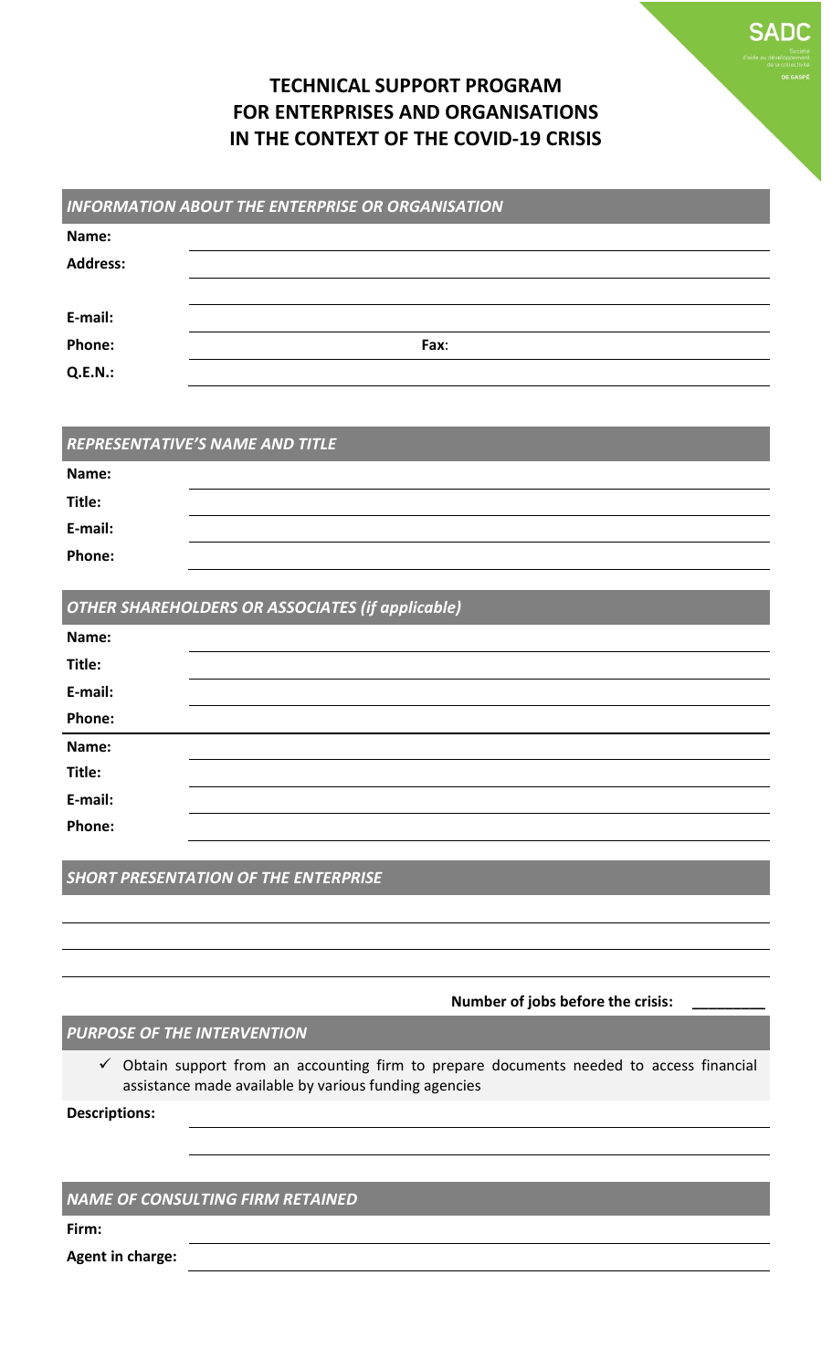SADC

# TECHNICAL SUPPORT PROGRAM FOR ENTERPRISES AND ORGANISATIONS IN THE CONTEXT OF THE COVID-19 CRISIS

## *INFORMATION ABOUT THE ENTERPRISE OR ORGANISATION*

**Name:**

**Address:**

**E-mail:**

**Phone:** **Fax**:

**Q.E.N.:**

## *REPRESENTATIVE'S NAME AND TITLE*

**Name:**

**Title:**

**E-mail:**

**Phone:**

## *OTHER SHAREHOLDERS OR ASSOCIATES (if applicable)*

**Name:**

**Title:**

**E-mail:**

**Phone:**

**Name:**

**Title:**

**E-mail:**

**Phone:**

## *SHORT PRESENTATION OF THE ENTERPRISE*

**Number of jobs before the crisis:** _________

## *PURPOSE OF THE INTERVENTION*

- ✓ Obtain support from an accounting firm to prepare documents needed to access financial assistance made available by various funding agencies

**Descriptions:**

## *NAME OF CONSULTING FIRM RETAINED*

**Firm:**

**Agent in charge:**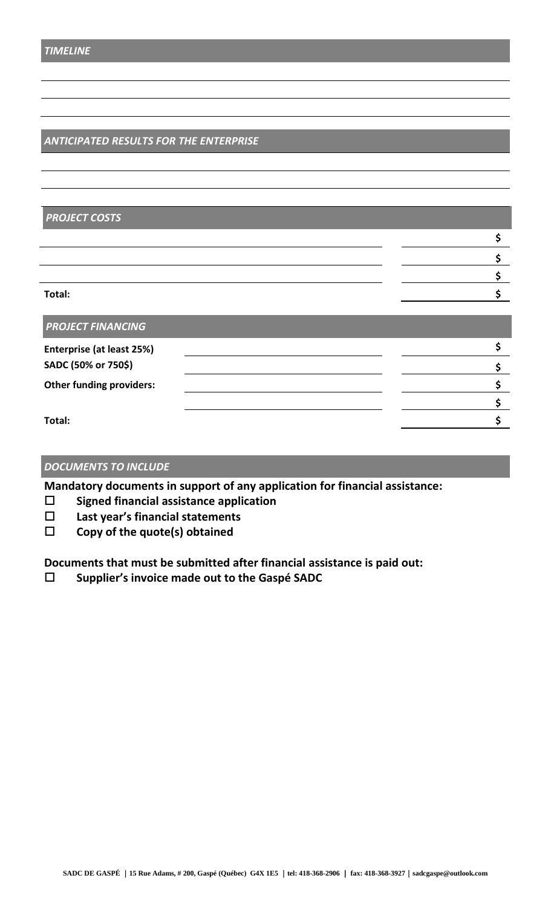## *TIMELINE*

## *ANTICIPATED RESULTS FOR THE ENTERPRISE*

## *PROJECT COSTS*

| | |
|---|---|
| | $ |
| | $ |
| | $ |
| **Total:** | $ |

## *PROJECT FINANCING*

| | | |
|---|---|---|
| **Enterprise (at least 25%)** | | $ |
| **SADC (50% or 750$)** | | $ |
| **Other funding providers:** | | $ |
| | | $ |
| **Total:** | | $ |

## *DOCUMENTS TO INCLUDE*

**Mandatory documents in support of any application for financial assistance:**

- ☐ **Signed financial assistance application**
- ☐ **Last year's financial statements**
- ☐ **Copy of the quote(s) obtained**

**Documents that must be submitted after financial assistance is paid out:**

- ☐ **Supplier's invoice made out to the Gaspé SADC**

**SADC DE GASPÉ | 15 Rue Adams, # 200, Gaspé (Québec) G4X 1E5 | tel: 418-368-2906 | fax: 418-368-3927 | sadcgaspe@outlook.com**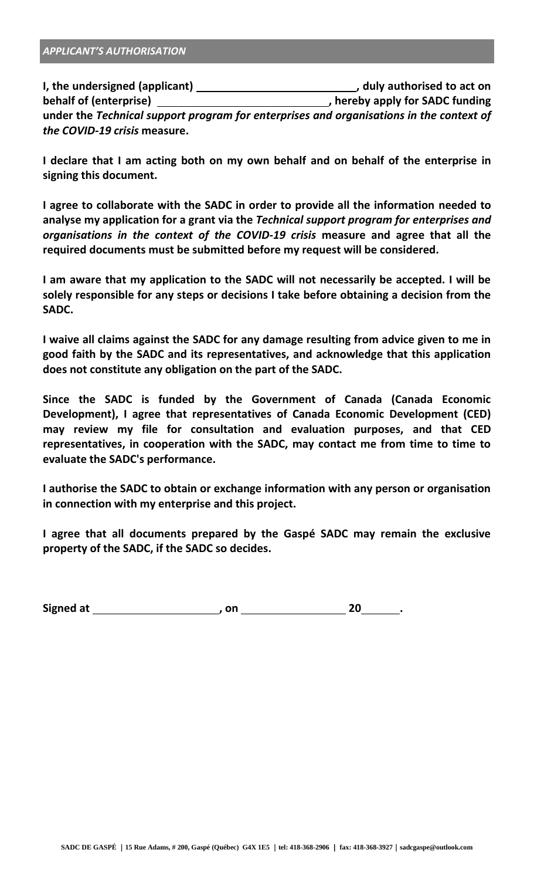## *APPLICANT'S AUTHORISATION*

**I, the undersigned (applicant) \_\_\_\_\_\_\_\_\_\_\_\_\_\_\_\_\_\_\_\_\_\_\_\_\_\_\_\_, duly authorised to act on behalf of (enterprise) \_\_\_\_\_\_\_\_\_\_\_\_\_\_\_\_\_\_\_\_\_\_\_\_\_\_\_\_\_\_, hereby apply for SADC funding under the *Technical support program for enterprises and organisations in the context of the COVID-19 crisis* measure.**

**I declare that I am acting both on my own behalf and on behalf of the enterprise in signing this document.**

**I agree to collaborate with the SADC in order to provide all the information needed to analyse my application for a grant via the *Technical support program for enterprises and organisations in the context of the COVID-19 crisis* measure and agree that all the required documents must be submitted before my request will be considered.**

**I am aware that my application to the SADC will not necessarily be accepted. I will be solely responsible for any steps or decisions I take before obtaining a decision from the SADC.**

**I waive all claims against the SADC for any damage resulting from advice given to me in good faith by the SADC and its representatives, and acknowledge that this application does not constitute any obligation on the part of the SADC.**

**Since the SADC is funded by the Government of Canada (Canada Economic Development), I agree that representatives of Canada Economic Development (CED) may review my file for consultation and evaluation purposes, and that CED representatives, in cooperation with the SADC, may contact me from time to time to evaluate the SADC's performance.**

**I authorise the SADC to obtain or exchange information with any person or organisation in connection with my enterprise and this project.**

**I agree that all documents prepared by the Gaspé SADC may remain the exclusive property of the SADC, if the SADC so decides.**

**Signed at \_\_\_\_\_\_\_\_\_\_\_\_\_\_\_\_\_\_\_\_\_\_, on \_\_\_\_\_\_\_\_\_\_\_\_\_\_\_\_\_\_\_\_ 20\_\_\_\_\_\_.**

SADC DE GASPÉ | 15 Rue Adams, # 200, Gaspé (Québec) G4X 1E5 | tel: 418-368-2906 | fax: 418-368-3927 | sadcgaspe@outlook.com